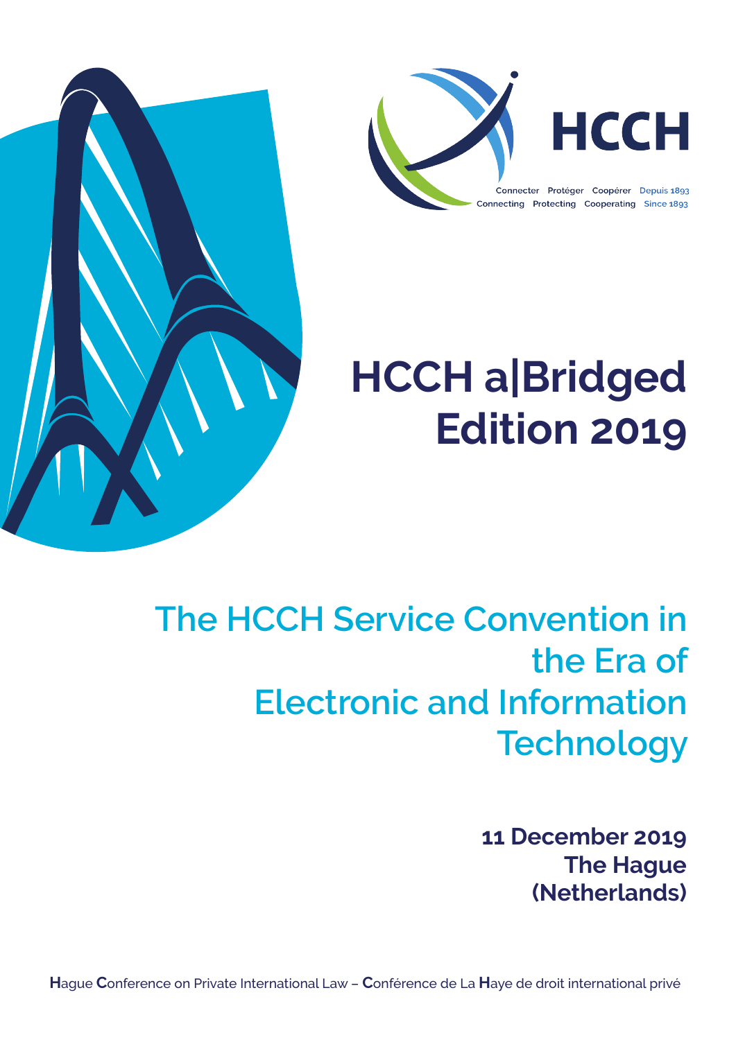HCCH

Connecter Protéger Coopérer Depuis 1893
Connecting Protecting Cooperating Since 1893

# HCCH a|Bridged Edition 2019

## The HCCH Service Convention in the Era of Electronic and Information Technology

**11 December 2019**
**The Hague (Netherlands)**

**H**ague **C**onference on Private International Law – **C**onférence de La **H**aye de droit international privé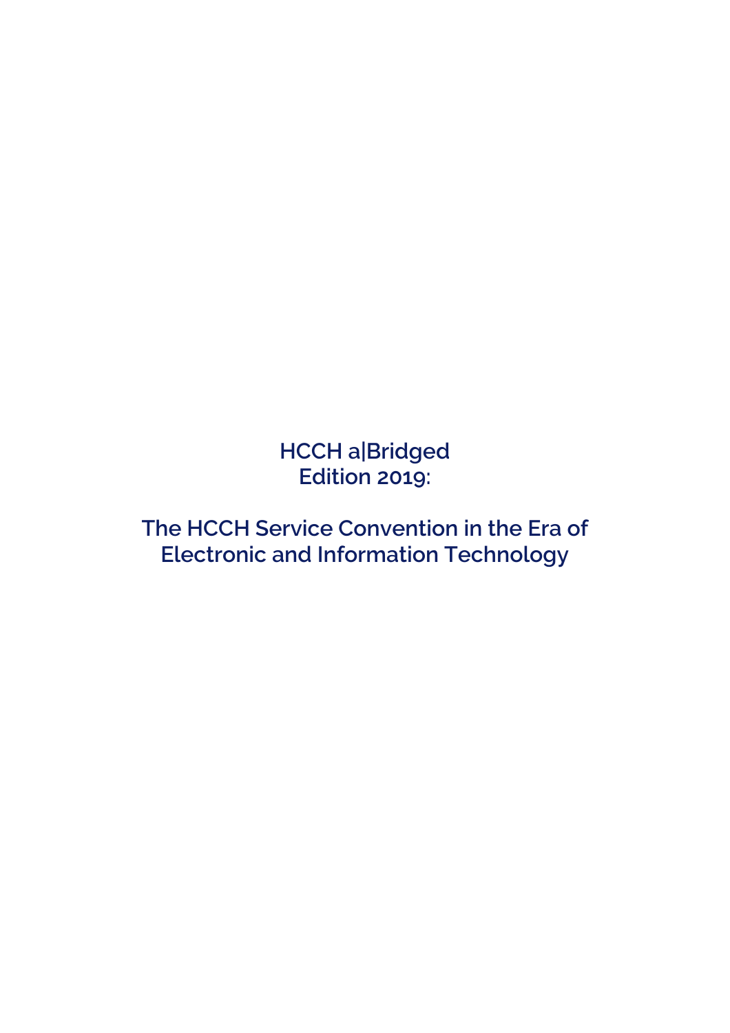# HCCH a|Bridged
# Edition 2019:

# The HCCH Service Convention in the Era of Electronic and Information Technology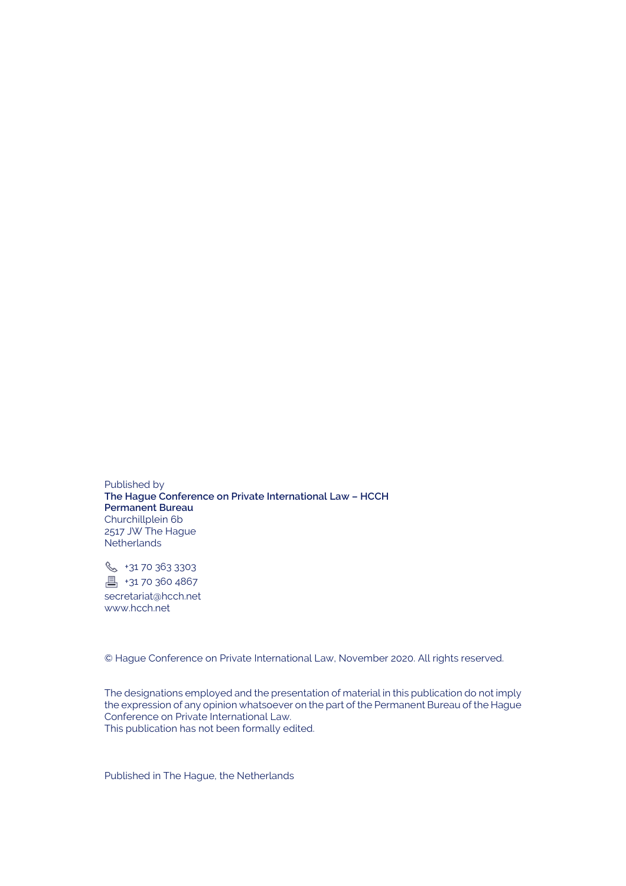Published by
**The Hague Conference on Private International Law – HCCH**
**Permanent Bureau**
Churchillplein 6b
2517 JW The Hague
Netherlands

+31 70 363 3303
+31 70 360 4867
secretariat@hcch.net
www.hcch.net

© Hague Conference on Private International Law, November 2020. All rights reserved.

The designations employed and the presentation of material in this publication do not imply the expression of any opinion whatsoever on the part of the Permanent Bureau of the Hague Conference on Private International Law.
This publication has not been formally edited.

Published in The Hague, the Netherlands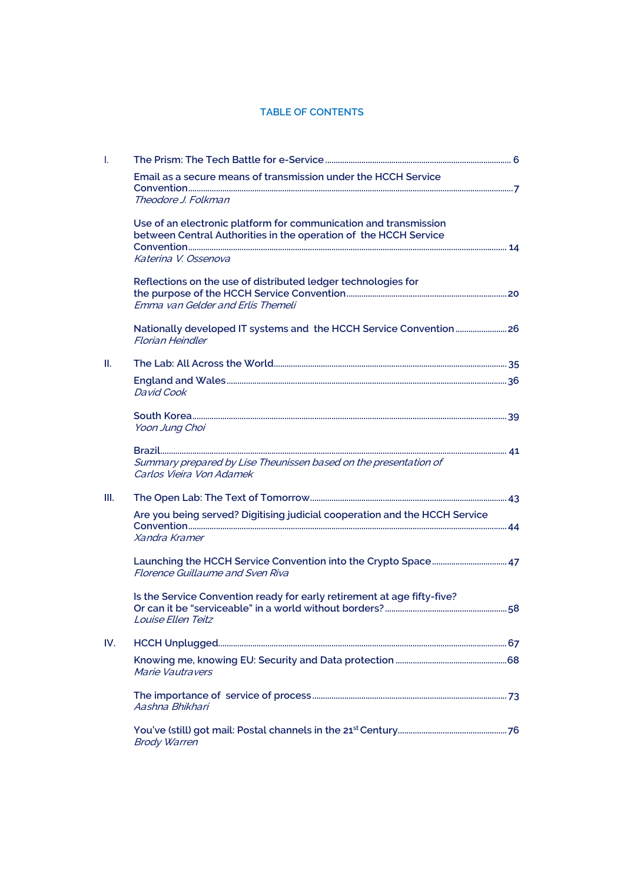# TABLE OF CONTENTS

I. **The Prism: The Tech Battle for e-Service** ... 6

- Email as a secure means of transmission under the HCCH Service Convention ... 7
  *Theodore J. Folkman*

- Use of an electronic platform for communication and transmission between Central Authorities in the operation of the HCCH Service Convention ... 14
  *Katerina V. Ossenova*

- Reflections on the use of distributed ledger technologies for the purpose of the HCCH Service Convention ... 20
  *Emma van Gelder and Erlis Themeli*

- Nationally developed IT systems and the HCCH Service Convention ... 26
  *Florian Heindler*

II. **The Lab: All Across the World** ... 35

- England and Wales ... 36
  *David Cook*

- South Korea ... 39
  *Yoon Jung Choi*

- Brazil ... 41
  *Summary prepared by Lise Theunissen based on the presentation of Carlos Vieira Von Adamek*

III. **The Open Lab: The Text of Tomorrow** ... 43

- Are you being served? Digitising judicial cooperation and the HCCH Service Convention ... 44
  *Xandra Kramer*

- Launching the HCCH Service Convention into the Crypto Space ... 47
  *Florence Guillaume and Sven Riva*

- Is the Service Convention ready for early retirement at age fifty-five? Or can it be "serviceable" in a world without borders? ... 58
  *Louise Ellen Teitz*

IV. **HCCH Unplugged** ... 67

- Knowing me, knowing EU: Security and Data protection ... 68
  *Marie Vautravers*

- The importance of service of process ... 73
  *Aashna Bhikhari*

- You've (still) got mail: Postal channels in the 21st Century ... 76
  *Brody Warren*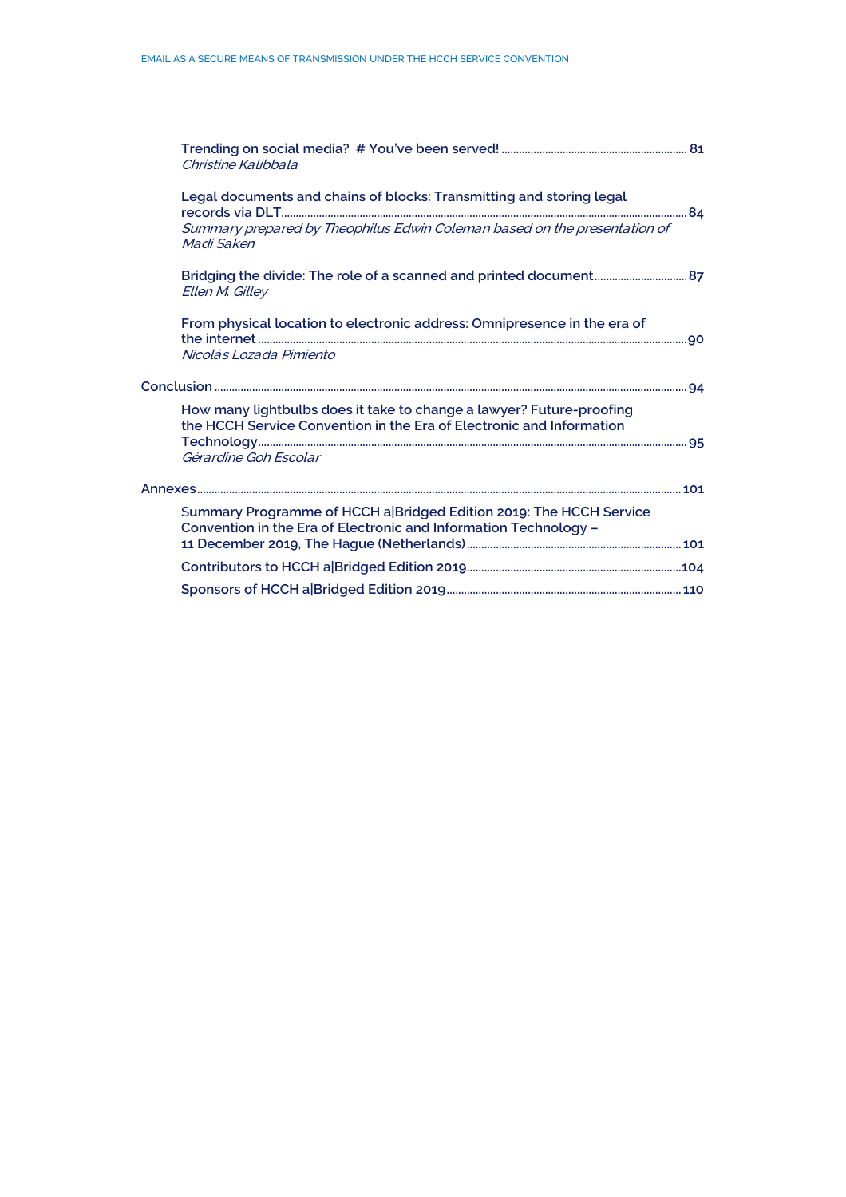**Trending on social media? # You've been served!** ........ 81
*Christine Kalibbala*

**Legal documents and chains of blocks: Transmitting and storing legal records via DLT** ........ 84
*Summary prepared by Theophilus Edwin Coleman based on the presentation of Madi Saken*

**Bridging the divide: The role of a scanned and printed document** ........ 87
*Ellen M. Gilley*

**From physical location to electronic address: Omnipresence in the era of the internet** ........ 90
*Nicolás Lozada Pimiento*

**Conclusion** ........ 94

**How many lightbulbs does it take to change a lawyer? Future-proofing the HCCH Service Convention in the Era of Electronic and Information Technology** ........ 95
*Gérardine Goh Escolar*

**Annexes** ........ 101

**Summary Programme of HCCH a|Bridged Edition 2019: The HCCH Service Convention in the Era of Electronic and Information Technology – 11 December 2019, The Hague (Netherlands)** ........ 101

**Contributors to HCCH a|Bridged Edition 2019** ........ 104

**Sponsors of HCCH a|Bridged Edition 2019** ........ 110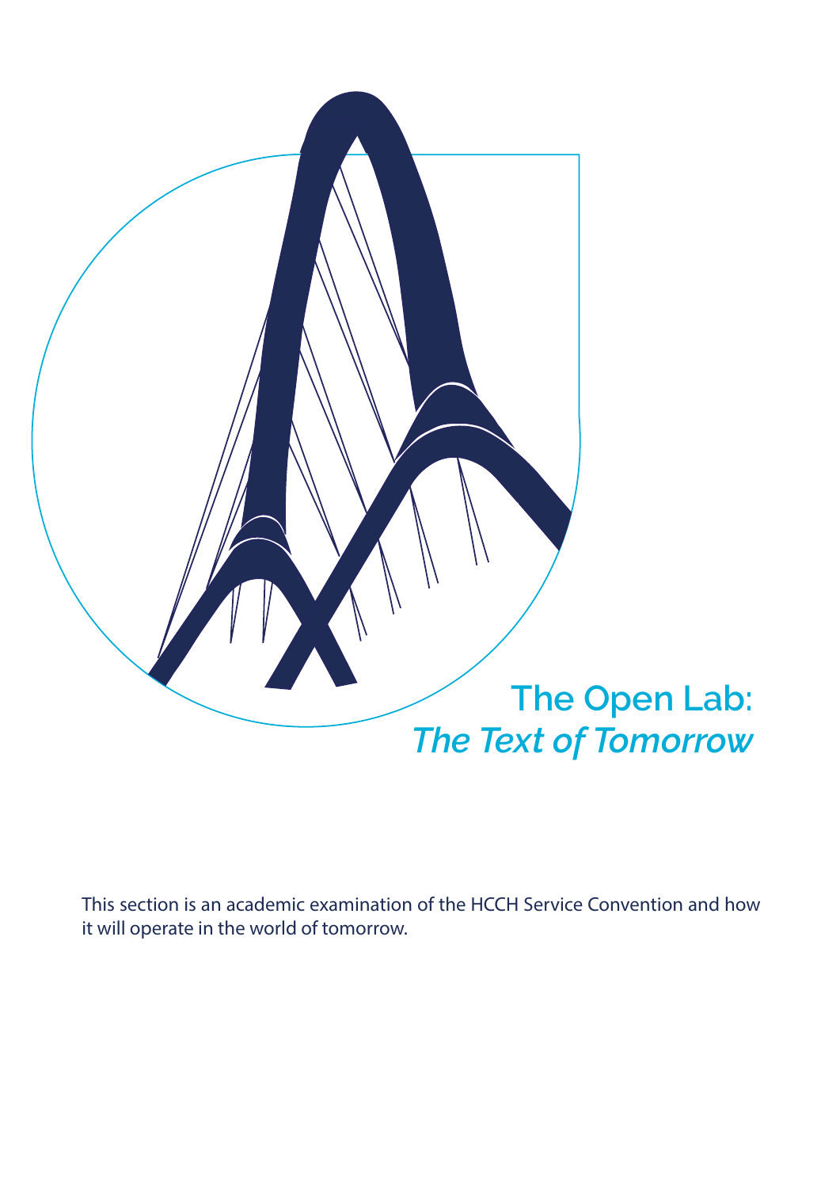# The Open Lab: *The Text of Tomorrow*

This section is an academic examination of the HCCH Service Convention and how it will operate in the world of tomorrow.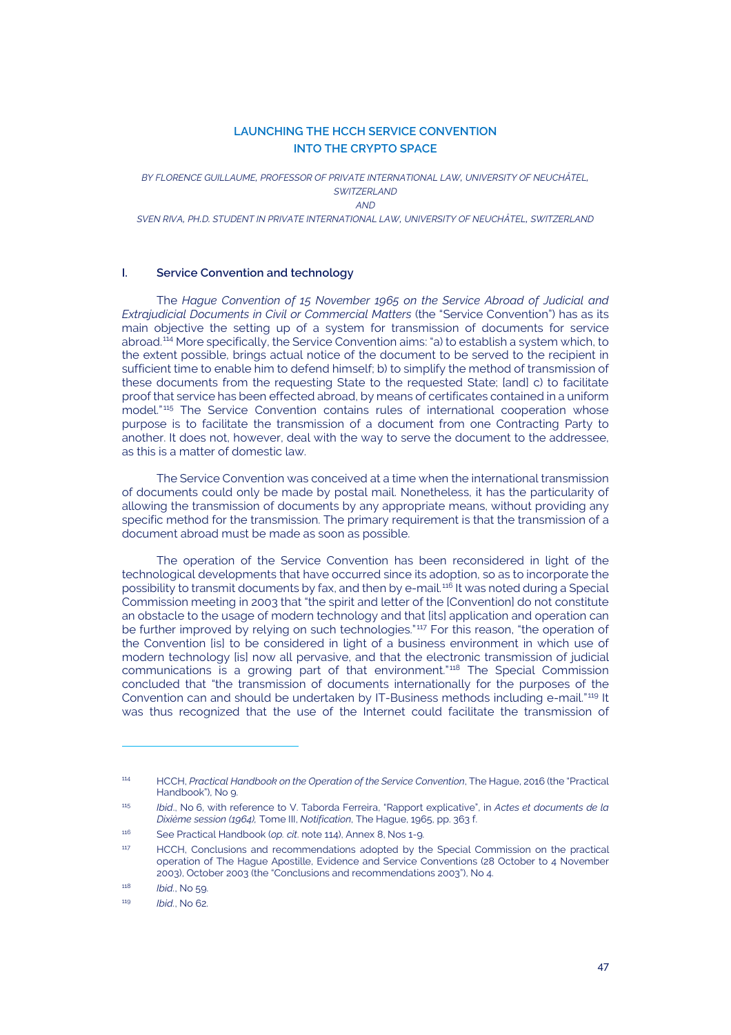## LAUNCHING THE HCCH SERVICE CONVENTION INTO THE CRYPTO SPACE

*BY FLORENCE GUILLAUME, PROFESSOR OF PRIVATE INTERNATIONAL LAW, UNIVERSITY OF NEUCHÂTEL, SWITZERLAND*

*AND*

*SVEN RIVA, PH.D. STUDENT IN PRIVATE INTERNATIONAL LAW, UNIVERSITY OF NEUCHÂTEL, SWITZERLAND*

### I. Service Convention and technology

The *Hague Convention of 15 November 1965 on the Service Abroad of Judicial and Extrajudicial Documents in Civil or Commercial Matters* (the "Service Convention") has as its main objective the setting up of a system for transmission of documents for service abroad.[114] More specifically, the Service Convention aims: "a) to establish a system which, to the extent possible, brings actual notice of the document to be served to the recipient in sufficient time to enable him to defend himself; b) to simplify the method of transmission of these documents from the requesting State to the requested State; [and] c) to facilitate proof that service has been effected abroad, by means of certificates contained in a uniform model."[115] The Service Convention contains rules of international cooperation whose purpose is to facilitate the transmission of a document from one Contracting Party to another. It does not, however, deal with the way to serve the document to the addressee, as this is a matter of domestic law.

The Service Convention was conceived at a time when the international transmission of documents could only be made by postal mail. Nonetheless, it has the particularity of allowing the transmission of documents by any appropriate means, without providing any specific method for the transmission. The primary requirement is that the transmission of a document abroad must be made as soon as possible.

The operation of the Service Convention has been reconsidered in light of the technological developments that have occurred since its adoption, so as to incorporate the possibility to transmit documents by fax, and then by e-mail.[116] It was noted during a Special Commission meeting in 2003 that "the spirit and letter of the [Convention] do not constitute an obstacle to the usage of modern technology and that [its] application and operation can be further improved by relying on such technologies."[117] For this reason, "the operation of the Convention [is] to be considered in light of a business environment in which use of modern technology [is] now all pervasive, and that the electronic transmission of judicial communications is a growing part of that environment."[118] The Special Commission concluded that "the transmission of documents internationally for the purposes of the Convention can and should be undertaken by IT-Business methods including e-mail."[119] It was thus recognized that the use of the Internet could facilitate the transmission of

---

[114] HCCH, *Practical Handbook on the Operation of the Service Convention*, The Hague, 2016 (the "Practical Handbook"), No 9.

[115] *Ibid.*, No 6, with reference to V. Taborda Ferreira, "Rapport explicatif", in *Actes et documents de la Dixième session (1964),* Tome III, *Notification*, The Hague, 1965, pp. 363 f.

[116] See Practical Handbook (*op. cit.* note 114), Annex 8, Nos 1-9.

[117] HCCH, Conclusions and recommendations adopted by the Special Commission on the practical operation of The Hague Apostille, Evidence and Service Conventions (28 October to 4 November 2003), October 2003 (the "Conclusions and recommendations 2003"), No 4.

[118] *Ibid.*, No 59.

[119] *Ibid.*, No 62.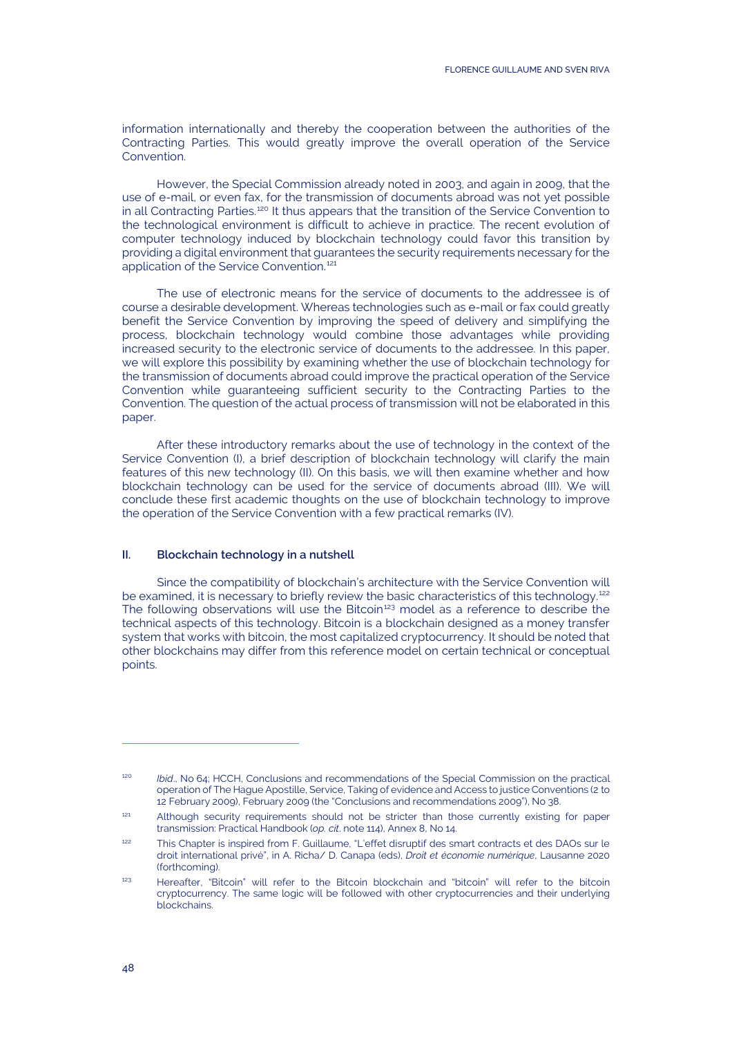information internationally and thereby the cooperation between the authorities of the Contracting Parties. This would greatly improve the overall operation of the Service Convention.

However, the Special Commission already noted in 2003, and again in 2009, that the use of e-mail, or even fax, for the transmission of documents abroad was not yet possible in all Contracting Parties.[120] It thus appears that the transition of the Service Convention to the technological environment is difficult to achieve in practice. The recent evolution of computer technology induced by blockchain technology could favor this transition by providing a digital environment that guarantees the security requirements necessary for the application of the Service Convention.[121]

The use of electronic means for the service of documents to the addressee is of course a desirable development. Whereas technologies such as e-mail or fax could greatly benefit the Service Convention by improving the speed of delivery and simplifying the process, blockchain technology would combine those advantages while providing increased security to the electronic service of documents to the addressee. In this paper, we will explore this possibility by examining whether the use of blockchain technology for the transmission of documents abroad could improve the practical operation of the Service Convention while guaranteeing sufficient security to the Contracting Parties to the Convention. The question of the actual process of transmission will not be elaborated in this paper.

After these introductory remarks about the use of technology in the context of the Service Convention (I), a brief description of blockchain technology will clarify the main features of this new technology (II). On this basis, we will then examine whether and how blockchain technology can be used for the service of documents abroad (III). We will conclude these first academic thoughts on the use of blockchain technology to improve the operation of the Service Convention with a few practical remarks (IV).

## II. Blockchain technology in a nutshell

Since the compatibility of blockchain's architecture with the Service Convention will be examined, it is necessary to briefly review the basic characteristics of this technology.[122] The following observations will use the Bitcoin[123] model as a reference to describe the technical aspects of this technology. Bitcoin is a blockchain designed as a money transfer system that works with bitcoin, the most capitalized cryptocurrency. It should be noted that other blockchains may differ from this reference model on certain technical or conceptual points.

---

[120] *Ibid.*, No 64; HCCH, Conclusions and recommendations of the Special Commission on the practical operation of The Hague Apostille, Service, Taking of evidence and Access to justice Conventions (2 to 12 February 2009), February 2009 (the "Conclusions and recommendations 2009"), No 38.

[121] Although security requirements should not be stricter than those currently existing for paper transmission: Practical Handbook (*op. cit.* note 114), Annex 8, No 14.

[122] This Chapter is inspired from F. Guillaume, "L'effet disruptif des smart contracts et des DAOs sur le droit international privé", in A. Richa/ D. Canapa (eds), *Droit et économie numérique*, Lausanne 2020 (forthcoming).

[123] Hereafter, "Bitcoin" will refer to the Bitcoin blockchain and "bitcoin" will refer to the bitcoin cryptocurrency. The same logic will be followed with other cryptocurrencies and their underlying blockchains.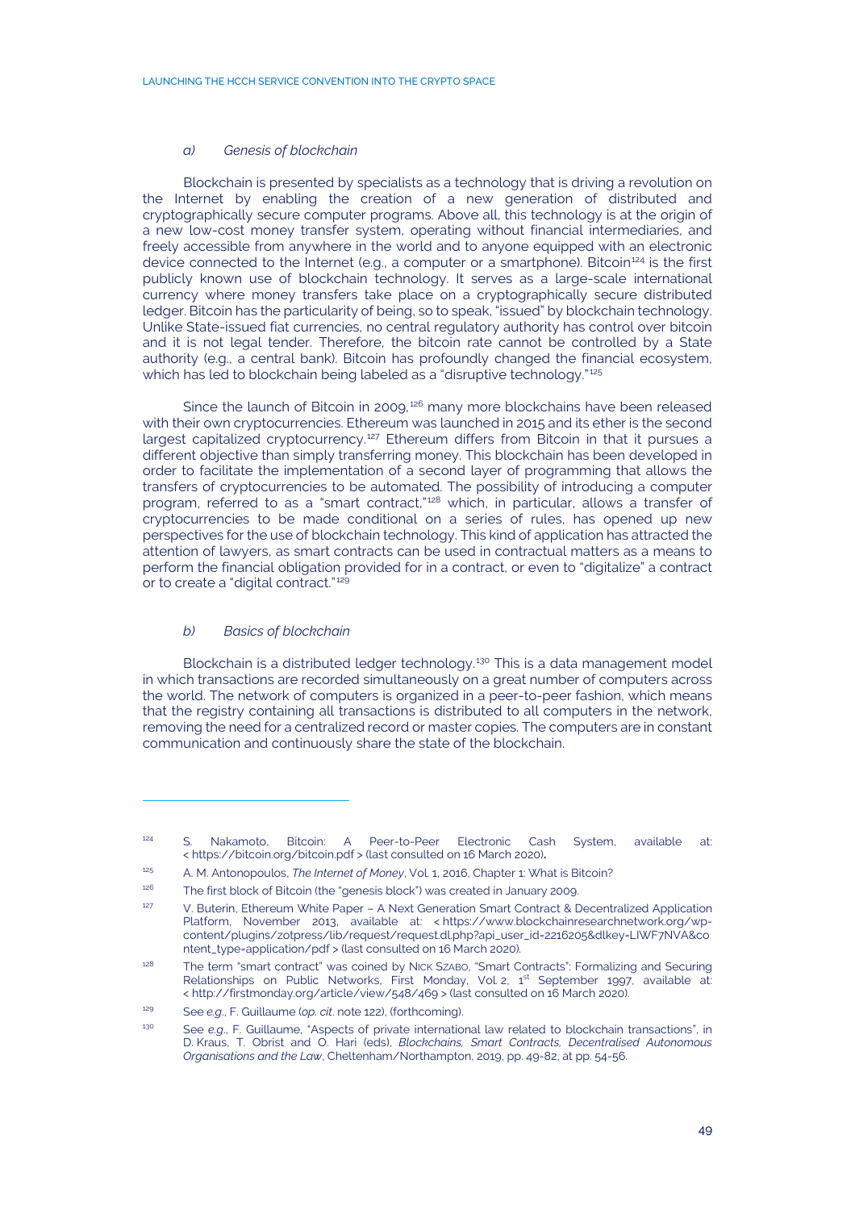### *a) Genesis of blockchain*

Blockchain is presented by specialists as a technology that is driving a revolution on the Internet by enabling the creation of a new generation of distributed and cryptographically secure computer programs. Above all, this technology is at the origin of a new low-cost money transfer system, operating without financial intermediaries, and freely accessible from anywhere in the world and to anyone equipped with an electronic device connected to the Internet (e.g., a computer or a smartphone). Bitcoin[124] is the first publicly known use of blockchain technology. It serves as a large-scale international currency where money transfers take place on a cryptographically secure distributed ledger. Bitcoin has the particularity of being, so to speak, "issued" by blockchain technology. Unlike State-issued fiat currencies, no central regulatory authority has control over bitcoin and it is not legal tender. Therefore, the bitcoin rate cannot be controlled by a State authority (e.g., a central bank). Bitcoin has profoundly changed the financial ecosystem, which has led to blockchain being labeled as a "disruptive technology."[125]

Since the launch of Bitcoin in 2009,[126] many more blockchains have been released with their own cryptocurrencies. Ethereum was launched in 2015 and its ether is the second largest capitalized cryptocurrency.[127] Ethereum differs from Bitcoin in that it pursues a different objective than simply transferring money. This blockchain has been developed in order to facilitate the implementation of a second layer of programming that allows the transfers of cryptocurrencies to be automated. The possibility of introducing a computer program, referred to as a "smart contract,"[128] which, in particular, allows a transfer of cryptocurrencies to be made conditional on a series of rules, has opened up new perspectives for the use of blockchain technology. This kind of application has attracted the attention of lawyers, as smart contracts can be used in contractual matters as a means to perform the financial obligation provided for in a contract, or even to "digitalize" a contract or to create a "digital contract."[129]

### *b) Basics of blockchain*

Blockchain is a distributed ledger technology.[130] This is a data management model in which transactions are recorded simultaneously on a great number of computers across the world. The network of computers is organized in a peer-to-peer fashion, which means that the registry containing all transactions is distributed to all computers in the network, removing the need for a centralized record or master copies. The computers are in constant communication and continuously share the state of the blockchain.

---

[124] S. Nakamoto, Bitcoin: A Peer-to-Peer Electronic Cash System, available at: < https://bitcoin.org/bitcoin.pdf > (last consulted on 16 March 2020).

[125] A. M. Antonopoulos, *The Internet of Money*, Vol. 1, 2016, Chapter 1: What is Bitcoin?

[126] The first block of Bitcoin (the "genesis block") was created in January 2009.

[127] V. Buterin, Ethereum White Paper – A Next Generation Smart Contract & Decentralized Application Platform, November 2013, available at: < https://www.blockchainresearchnetwork.org/wp-content/plugins/zotpress/lib/request/request.dl.php?api_user_id=2216205&dlkey=LIWF7NVA&content_type=application/pdf > (last consulted on 16 March 2020).

[128] The term "smart contract" was coined by NICK SZABO, "Smart Contracts": Formalizing and Securing Relationships on Public Networks, First Monday, Vol. 2, 1st September 1997, available at: < http://firstmonday.org/article/view/548/469 > (last consulted on 16 March 2020).

[129] See *e.g.*, F. Guillaume (*op. cit.* note 122), (forthcoming).

[130] See *e.g.*, F. Guillaume, "Aspects of private international law related to blockchain transactions", in D. Kraus, T. Obrist and O. Hari (eds), *Blockchains, Smart Contracts, Decentralised Autonomous Organisations and the Law*, Cheltenham/Northampton, 2019, pp. 49-82, at pp. 54-56.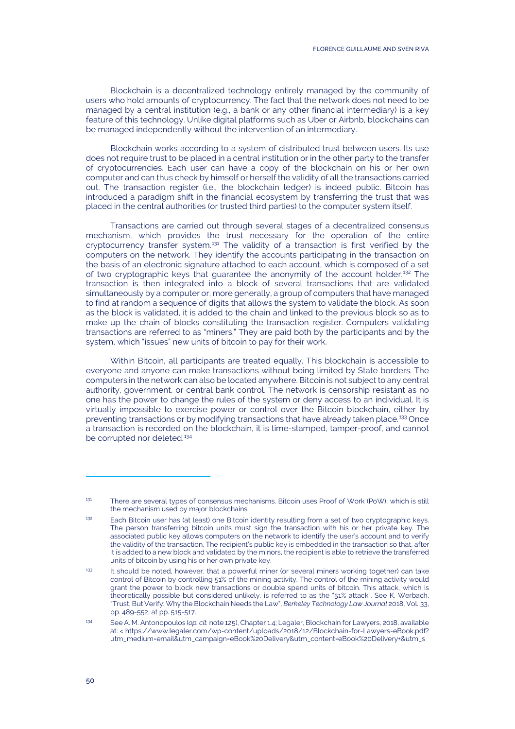Blockchain is a decentralized technology entirely managed by the community of users who hold amounts of cryptocurrency. The fact that the network does not need to be managed by a central institution (e.g., a bank or any other financial intermediary) is a key feature of this technology. Unlike digital platforms such as Uber or Airbnb, blockchains can be managed independently without the intervention of an intermediary.

Blockchain works according to a system of distributed trust between users. Its use does not require trust to be placed in a central institution or in the other party to the transfer of cryptocurrencies. Each user can have a copy of the blockchain on his or her own computer and can thus check by himself or herself the validity of all the transactions carried out. The transaction register (i.e., the blockchain ledger) is indeed public. Bitcoin has introduced a paradigm shift in the financial ecosystem by transferring the trust that was placed in the central authorities (or trusted third parties) to the computer system itself.

Transactions are carried out through several stages of a decentralized consensus mechanism, which provides the trust necessary for the operation of the entire cryptocurrency transfer system.[131] The validity of a transaction is first verified by the computers on the network. They identify the accounts participating in the transaction on the basis of an electronic signature attached to each account, which is composed of a set of two cryptographic keys that guarantee the anonymity of the account holder.[132] The transaction is then integrated into a block of several transactions that are validated simultaneously by a computer or, more generally, a group of computers that have managed to find at random a sequence of digits that allows the system to validate the block. As soon as the block is validated, it is added to the chain and linked to the previous block so as to make up the chain of blocks constituting the transaction register. Computers validating transactions are referred to as "miners." They are paid both by the participants and by the system, which "issues" new units of bitcoin to pay for their work.

Within Bitcoin, all participants are treated equally. This blockchain is accessible to everyone and anyone can make transactions without being limited by State borders. The computers in the network can also be located anywhere. Bitcoin is not subject to any central authority, government, or central bank control. The network is censorship resistant as no one has the power to change the rules of the system or deny access to an individual. It is virtually impossible to exercise power or control over the Bitcoin blockchain, either by preventing transactions or by modifying transactions that have already taken place.[133] Once a transaction is recorded on the blockchain, it is time-stamped, tamper-proof, and cannot be corrupted nor deleted.[134]

---

[131] There are several types of consensus mechanisms. Bitcoin uses Proof of Work (PoW), which is still the mechanism used by major blockchains.

[132] Each Bitcoin user has (at least) one Bitcoin identity resulting from a set of two cryptographic keys. The person transferring bitcoin units must sign the transaction with his or her private key. The associated public key allows computers on the network to identify the user's account and to verify the validity of the transaction. The recipient's public key is embedded in the transaction so that, after it is added to a new block and validated by the minors, the recipient is able to retrieve the transferred units of bitcoin by using his or her own private key.

[133] It should be noted, however, that a powerful miner (or several miners working together) can take control of Bitcoin by controlling 51% of the mining activity. The control of the mining activity would grant the power to block new transactions or double spend units of bitcoin. This attack, which is theoretically possible but considered unlikely, is referred to as the "51% attack". See K. Werbach, "Trust, But Verify: Why the Blockchain Needs the Law", *Berkeley Technology Law Journal* 2018, Vol. 33, pp. 489-552, at pp. 515-517.

[134] See A. M. Antonopoulos (*op. cit.* note 125), Chapter 1.4; Legaler, Blockchain for Lawyers, 2018, available at: < https://www.legaler.com/wp-content/uploads/2018/12/Blockchain-for-Lawyers-eBook.pdf?utm_medium=email&utm_campaign=eBook%20Delivery&utm_content=eBook%20Delivery+&utm_s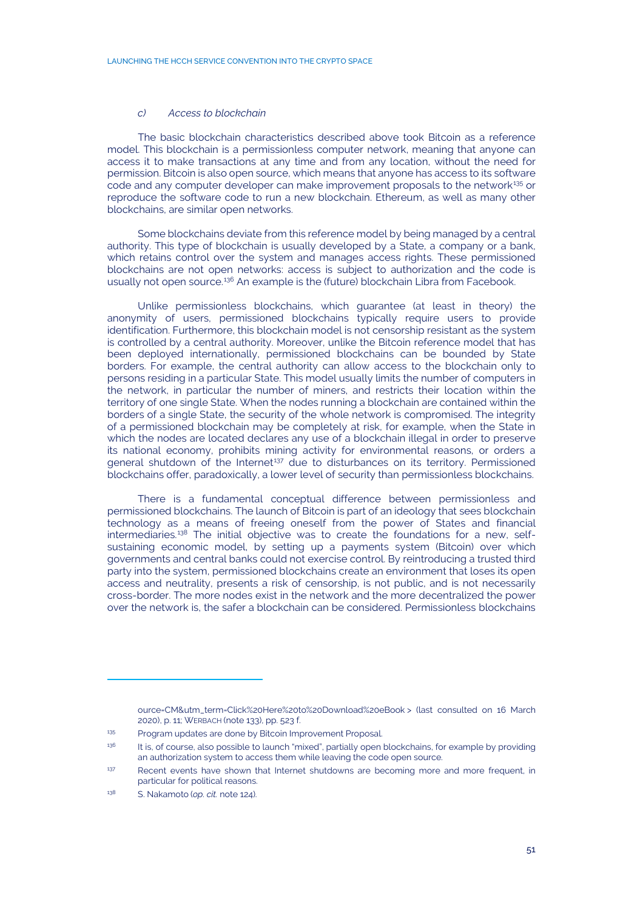#### c) *Access to blockchain*

The basic blockchain characteristics described above took Bitcoin as a reference model. This blockchain is a permissionless computer network, meaning that anyone can access it to make transactions at any time and from any location, without the need for permission. Bitcoin is also open source, which means that anyone has access to its software code and any computer developer can make improvement proposals to the network[135] or reproduce the software code to run a new blockchain. Ethereum, as well as many other blockchains, are similar open networks.

Some blockchains deviate from this reference model by being managed by a central authority. This type of blockchain is usually developed by a State, a company or a bank, which retains control over the system and manages access rights. These permissioned blockchains are not open networks: access is subject to authorization and the code is usually not open source.[136] An example is the (future) blockchain Libra from Facebook.

Unlike permissionless blockchains, which guarantee (at least in theory) the anonymity of users, permissioned blockchains typically require users to provide identification. Furthermore, this blockchain model is not censorship resistant as the system is controlled by a central authority. Moreover, unlike the Bitcoin reference model that has been deployed internationally, permissioned blockchains can be bounded by State borders. For example, the central authority can allow access to the blockchain only to persons residing in a particular State. This model usually limits the number of computers in the network, in particular the number of miners, and restricts their location within the territory of one single State. When the nodes running a blockchain are contained within the borders of a single State, the security of the whole network is compromised. The integrity of a permissioned blockchain may be completely at risk, for example, when the State in which the nodes are located declares any use of a blockchain illegal in order to preserve its national economy, prohibits mining activity for environmental reasons, or orders a general shutdown of the Internet[137] due to disturbances on its territory. Permissioned blockchains offer, paradoxically, a lower level of security than permissionless blockchains.

There is a fundamental conceptual difference between permissionless and permissioned blockchains. The launch of Bitcoin is part of an ideology that sees blockchain technology as a means of freeing oneself from the power of States and financial intermediaries.[138] The initial objective was to create the foundations for a new, self-sustaining economic model, by setting up a payments system (Bitcoin) over which governments and central banks could not exercise control. By reintroducing a trusted third party into the system, permissioned blockchains create an environment that loses its open access and neutrality, presents a risk of censorship, is not public, and is not necessarily cross-border. The more nodes exist in the network and the more decentralized the power over the network is, the safer a blockchain can be considered. Permissionless blockchains

---

ource=CM&utm_term=Click%20Here%20to%20Download%20eBook > (last consulted on 16 March 2020), p. 11; WERBACH (note 133), pp. 523 f.

[135] Program updates are done by Bitcoin Improvement Proposal.

[136] It is, of course, also possible to launch "mixed", partially open blockchains, for example by providing an authorization system to access them while leaving the code open source.

[137] Recent events have shown that Internet shutdowns are becoming more and more frequent, in particular for political reasons.

[138] S. Nakamoto (*op. cit.* note 124).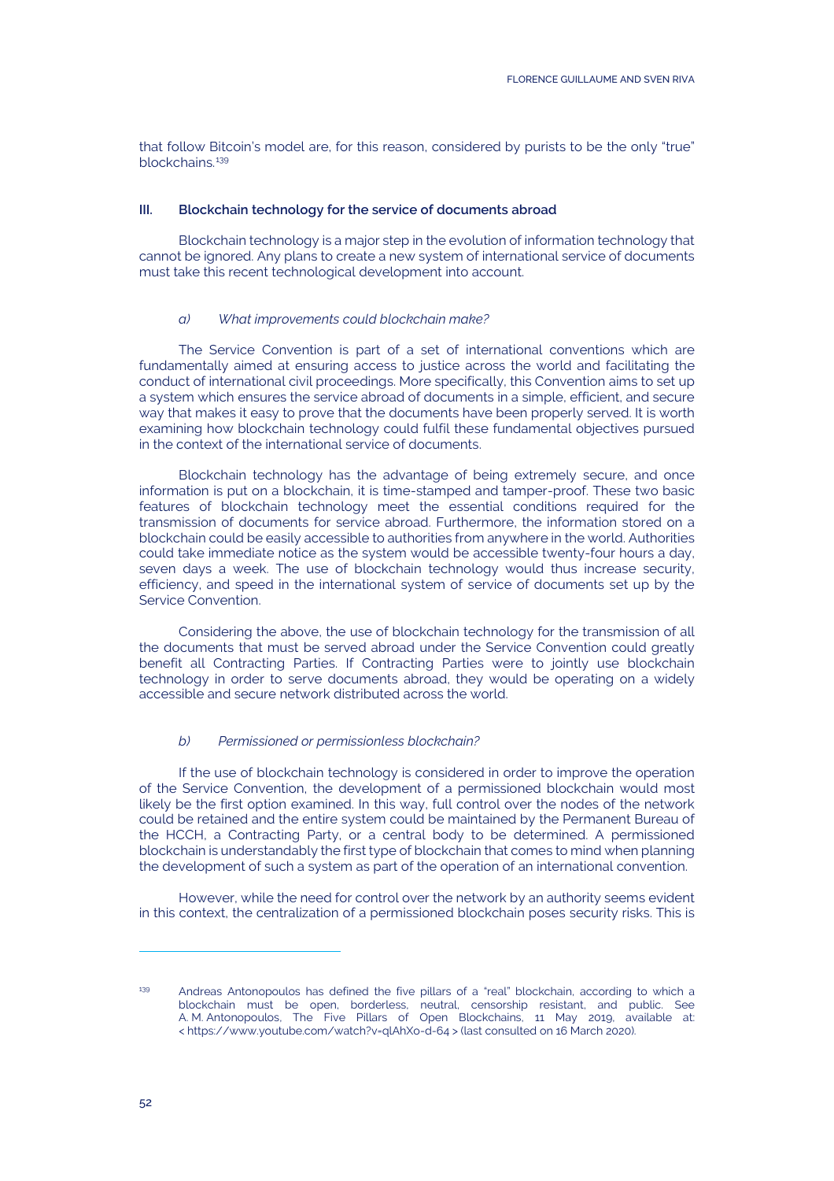that follow Bitcoin's model are, for this reason, considered by purists to be the only "true" blockchains.[139]

## III. Blockchain technology for the service of documents abroad

Blockchain technology is a major step in the evolution of information technology that cannot be ignored. Any plans to create a new system of international service of documents must take this recent technological development into account.

### *a) What improvements could blockchain make?*

The Service Convention is part of a set of international conventions which are fundamentally aimed at ensuring access to justice across the world and facilitating the conduct of international civil proceedings. More specifically, this Convention aims to set up a system which ensures the service abroad of documents in a simple, efficient, and secure way that makes it easy to prove that the documents have been properly served. It is worth examining how blockchain technology could fulfil these fundamental objectives pursued in the context of the international service of documents.

Blockchain technology has the advantage of being extremely secure, and once information is put on a blockchain, it is time-stamped and tamper-proof. These two basic features of blockchain technology meet the essential conditions required for the transmission of documents for service abroad. Furthermore, the information stored on a blockchain could be easily accessible to authorities from anywhere in the world. Authorities could take immediate notice as the system would be accessible twenty-four hours a day, seven days a week. The use of blockchain technology would thus increase security, efficiency, and speed in the international system of service of documents set up by the Service Convention.

Considering the above, the use of blockchain technology for the transmission of all the documents that must be served abroad under the Service Convention could greatly benefit all Contracting Parties. If Contracting Parties were to jointly use blockchain technology in order to serve documents abroad, they would be operating on a widely accessible and secure network distributed across the world.

### *b) Permissioned or permissionless blockchain?*

If the use of blockchain technology is considered in order to improve the operation of the Service Convention, the development of a permissioned blockchain would most likely be the first option examined. In this way, full control over the nodes of the network could be retained and the entire system could be maintained by the Permanent Bureau of the HCCH, a Contracting Party, or a central body to be determined. A permissioned blockchain is understandably the first type of blockchain that comes to mind when planning the development of such a system as part of the operation of an international convention.

However, while the need for control over the network by an authority seems evident in this context, the centralization of a permissioned blockchain poses security risks. This is

---

[139] Andreas Antonopoulos has defined the five pillars of a "real" blockchain, according to which a blockchain must be open, borderless, neutral, censorship resistant, and public. See A. M. Antonopoulos, The Five Pillars of Open Blockchains, 11 May 2019, available at: < https://www.youtube.com/watch?v=qlAhXo-d-64 > (last consulted on 16 March 2020).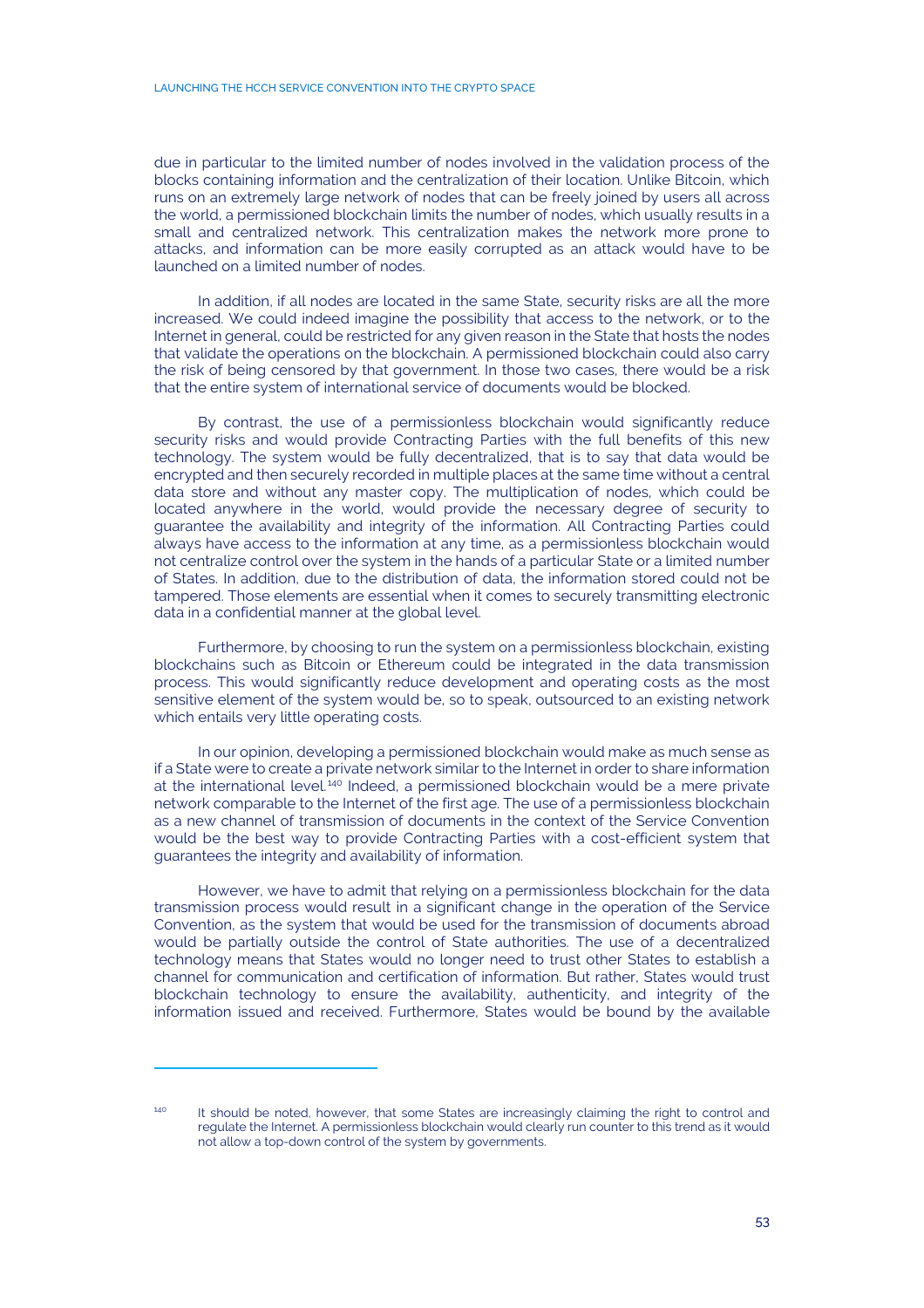due in particular to the limited number of nodes involved in the validation process of the blocks containing information and the centralization of their location. Unlike Bitcoin, which runs on an extremely large network of nodes that can be freely joined by users all across the world, a permissioned blockchain limits the number of nodes, which usually results in a small and centralized network. This centralization makes the network more prone to attacks, and information can be more easily corrupted as an attack would have to be launched on a limited number of nodes.

In addition, if all nodes are located in the same State, security risks are all the more increased. We could indeed imagine the possibility that access to the network, or to the Internet in general, could be restricted for any given reason in the State that hosts the nodes that validate the operations on the blockchain. A permissioned blockchain could also carry the risk of being censored by that government. In those two cases, there would be a risk that the entire system of international service of documents would be blocked.

By contrast, the use of a permissionless blockchain would significantly reduce security risks and would provide Contracting Parties with the full benefits of this new technology. The system would be fully decentralized, that is to say that data would be encrypted and then securely recorded in multiple places at the same time without a central data store and without any master copy. The multiplication of nodes, which could be located anywhere in the world, would provide the necessary degree of security to guarantee the availability and integrity of the information. All Contracting Parties could always have access to the information at any time, as a permissionless blockchain would not centralize control over the system in the hands of a particular State or a limited number of States. In addition, due to the distribution of data, the information stored could not be tampered. Those elements are essential when it comes to securely transmitting electronic data in a confidential manner at the global level.

Furthermore, by choosing to run the system on a permissionless blockchain, existing blockchains such as Bitcoin or Ethereum could be integrated in the data transmission process. This would significantly reduce development and operating costs as the most sensitive element of the system would be, so to speak, outsourced to an existing network which entails very little operating costs.

In our opinion, developing a permissioned blockchain would make as much sense as if a State were to create a private network similar to the Internet in order to share information at the international level.[140] Indeed, a permissioned blockchain would be a mere private network comparable to the Internet of the first age. The use of a permissionless blockchain as a new channel of transmission of documents in the context of the Service Convention would be the best way to provide Contracting Parties with a cost-efficient system that guarantees the integrity and availability of information.

However, we have to admit that relying on a permissionless blockchain for the data transmission process would result in a significant change in the operation of the Service Convention, as the system that would be used for the transmission of documents abroad would be partially outside the control of State authorities. The use of a decentralized technology means that States would no longer need to trust other States to establish a channel for communication and certification of information. But rather, States would trust blockchain technology to ensure the availability, authenticity, and integrity of the information issued and received. Furthermore, States would be bound by the available

---

[140] It should be noted, however, that some States are increasingly claiming the right to control and regulate the Internet. A permissionless blockchain would clearly run counter to this trend as it would not allow a top-down control of the system by governments.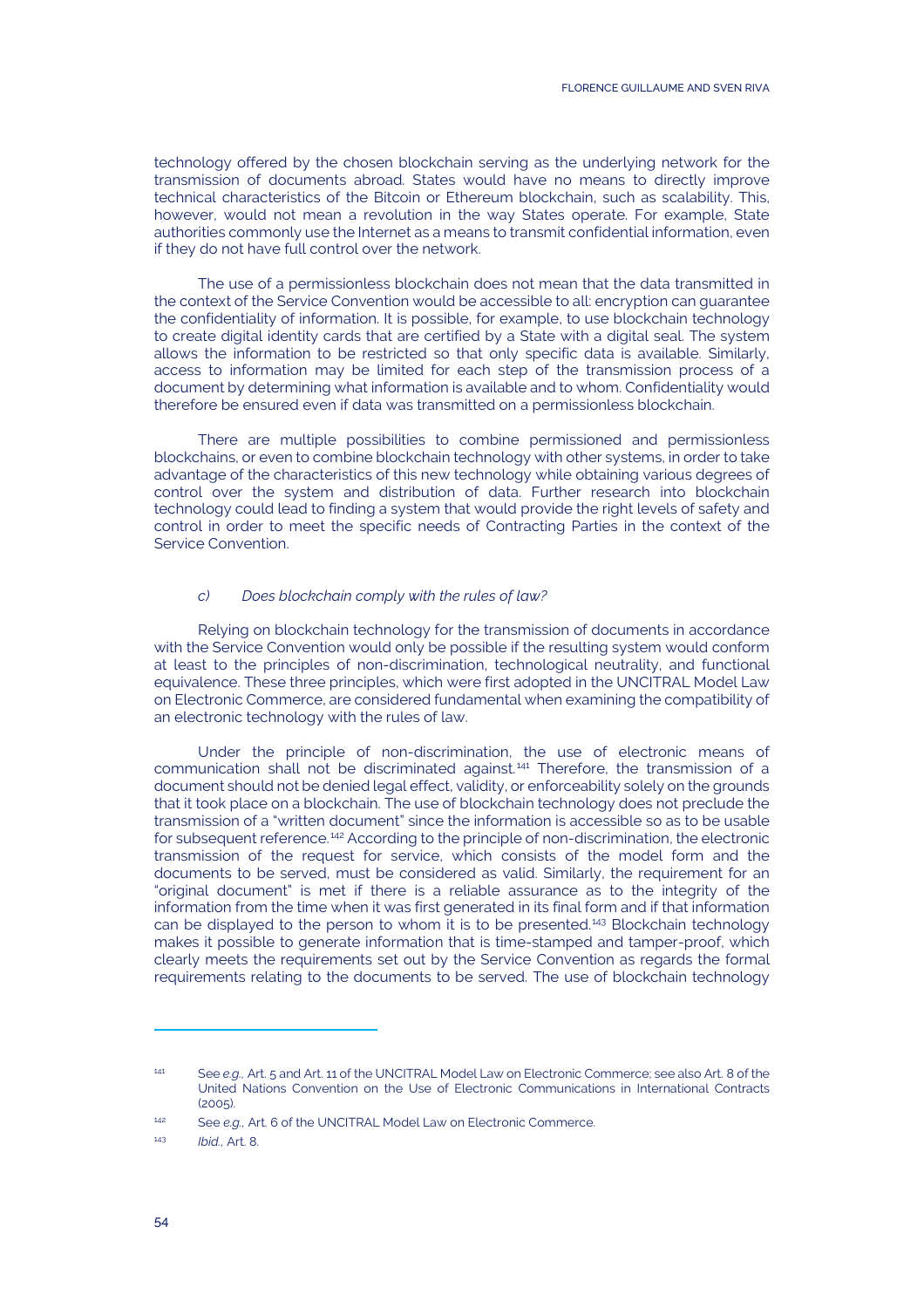technology offered by the chosen blockchain serving as the underlying network for the transmission of documents abroad. States would have no means to directly improve technical characteristics of the Bitcoin or Ethereum blockchain, such as scalability. This, however, would not mean a revolution in the way States operate. For example, State authorities commonly use the Internet as a means to transmit confidential information, even if they do not have full control over the network.

The use of a permissionless blockchain does not mean that the data transmitted in the context of the Service Convention would be accessible to all: encryption can guarantee the confidentiality of information. It is possible, for example, to use blockchain technology to create digital identity cards that are certified by a State with a digital seal. The system allows the information to be restricted so that only specific data is available. Similarly, access to information may be limited for each step of the transmission process of a document by determining what information is available and to whom. Confidentiality would therefore be ensured even if data was transmitted on a permissionless blockchain.

There are multiple possibilities to combine permissioned and permissionless blockchains, or even to combine blockchain technology with other systems, in order to take advantage of the characteristics of this new technology while obtaining various degrees of control over the system and distribution of data. Further research into blockchain technology could lead to finding a system that would provide the right levels of safety and control in order to meet the specific needs of Contracting Parties in the context of the Service Convention.

#### *c) Does blockchain comply with the rules of law?*

Relying on blockchain technology for the transmission of documents in accordance with the Service Convention would only be possible if the resulting system would conform at least to the principles of non-discrimination, technological neutrality, and functional equivalence. These three principles, which were first adopted in the UNCITRAL Model Law on Electronic Commerce, are considered fundamental when examining the compatibility of an electronic technology with the rules of law.

Under the principle of non-discrimination, the use of electronic means of communication shall not be discriminated against.[141] Therefore, the transmission of a document should not be denied legal effect, validity, or enforceability solely on the grounds that it took place on a blockchain. The use of blockchain technology does not preclude the transmission of a "written document" since the information is accessible so as to be usable for subsequent reference.[142] According to the principle of non-discrimination, the electronic transmission of the request for service, which consists of the model form and the documents to be served, must be considered as valid. Similarly, the requirement for an "original document" is met if there is a reliable assurance as to the integrity of the information from the time when it was first generated in its final form and if that information can be displayed to the person to whom it is to be presented.[143] Blockchain technology makes it possible to generate information that is time-stamped and tamper-proof, which clearly meets the requirements set out by the Service Convention as regards the formal requirements relating to the documents to be served. The use of blockchain technology

---

[141] See *e.g.,* Art. 5 and Art. 11 of the UNCITRAL Model Law on Electronic Commerce; see also Art. 8 of the United Nations Convention on the Use of Electronic Communications in International Contracts (2005).

[142] See *e.g.,* Art. 6 of the UNCITRAL Model Law on Electronic Commerce.

[143] *Ibid.,* Art. 8.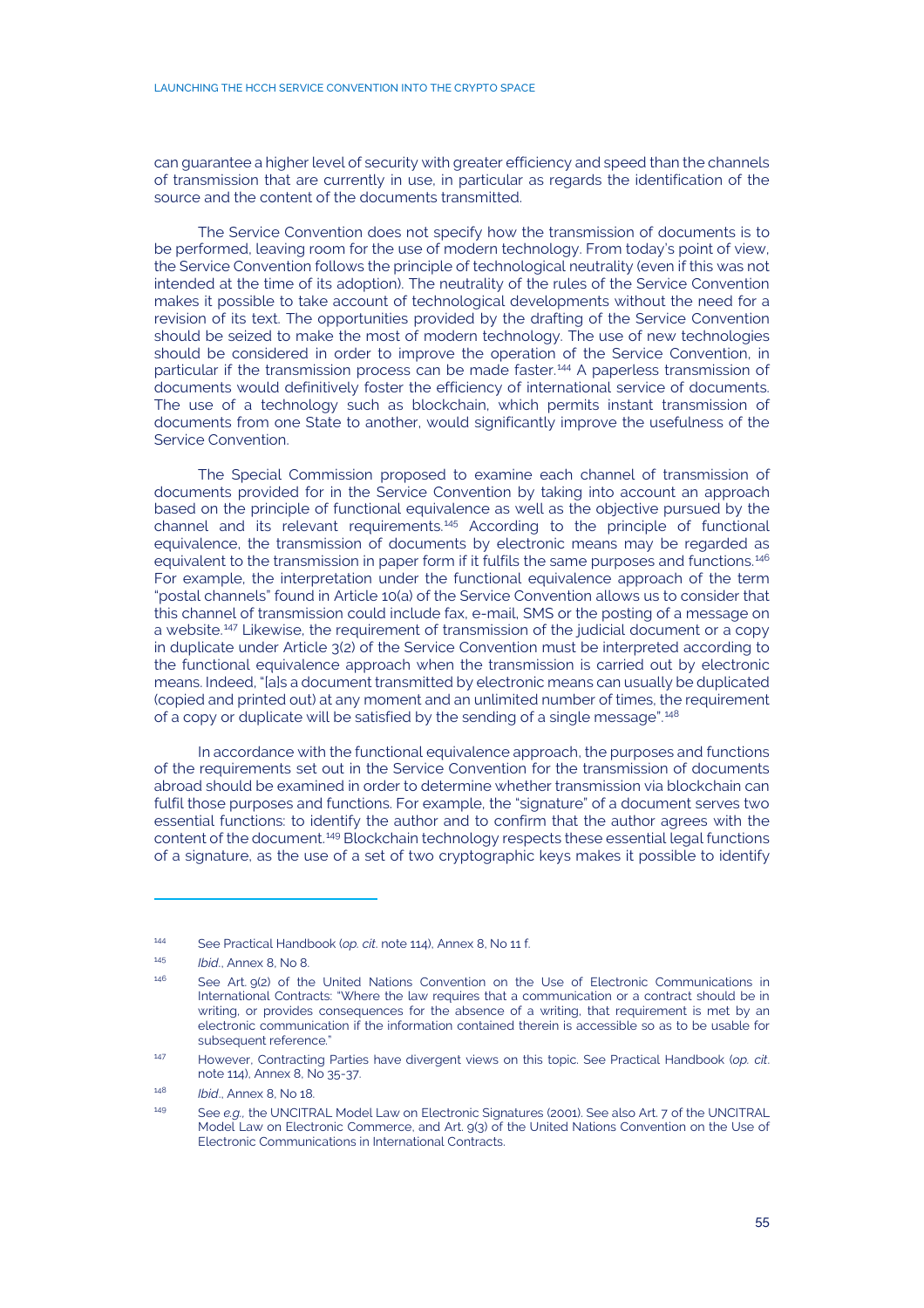can guarantee a higher level of security with greater efficiency and speed than the channels of transmission that are currently in use, in particular as regards the identification of the source and the content of the documents transmitted.

The Service Convention does not specify how the transmission of documents is to be performed, leaving room for the use of modern technology. From today's point of view, the Service Convention follows the principle of technological neutrality (even if this was not intended at the time of its adoption). The neutrality of the rules of the Service Convention makes it possible to take account of technological developments without the need for a revision of its text. The opportunities provided by the drafting of the Service Convention should be seized to make the most of modern technology. The use of new technologies should be considered in order to improve the operation of the Service Convention, in particular if the transmission process can be made faster.[144] A paperless transmission of documents would definitively foster the efficiency of international service of documents. The use of a technology such as blockchain, which permits instant transmission of documents from one State to another, would significantly improve the usefulness of the Service Convention.

The Special Commission proposed to examine each channel of transmission of documents provided for in the Service Convention by taking into account an approach based on the principle of functional equivalence as well as the objective pursued by the channel and its relevant requirements.[145] According to the principle of functional equivalence, the transmission of documents by electronic means may be regarded as equivalent to the transmission in paper form if it fulfils the same purposes and functions.[146] For example, the interpretation under the functional equivalence approach of the term "postal channels" found in Article 10(a) of the Service Convention allows us to consider that this channel of transmission could include fax, e-mail, SMS or the posting of a message on a website.[147] Likewise, the requirement of transmission of the judicial document or a copy in duplicate under Article 3(2) of the Service Convention must be interpreted according to the functional equivalence approach when the transmission is carried out by electronic means. Indeed, "[a]s a document transmitted by electronic means can usually be duplicated (copied and printed out) at any moment and an unlimited number of times, the requirement of a copy or duplicate will be satisfied by the sending of a single message".[148]

In accordance with the functional equivalence approach, the purposes and functions of the requirements set out in the Service Convention for the transmission of documents abroad should be examined in order to determine whether transmission via blockchain can fulfil those purposes and functions. For example, the "signature" of a document serves two essential functions: to identify the author and to confirm that the author agrees with the content of the document.[149] Blockchain technology respects these essential legal functions of a signature, as the use of a set of two cryptographic keys makes it possible to identify

---

[144] See Practical Handbook (*op. cit.* note 114), Annex 8, No 11 f.

[145] *Ibid.*, Annex 8, No 8.

[146] See Art. 9(2) of the United Nations Convention on the Use of Electronic Communications in International Contracts: "Where the law requires that a communication or a contract should be in writing, or provides consequences for the absence of a writing, that requirement is met by an electronic communication if the information contained therein is accessible so as to be usable for subsequent reference."

[147] However, Contracting Parties have divergent views on this topic. See Practical Handbook (*op. cit.* note 114), Annex 8, No 35-37.

[148] *Ibid.*, Annex 8, No 18.

[149] See *e.g.*, the UNCITRAL Model Law on Electronic Signatures (2001). See also Art. 7 of the UNCITRAL Model Law on Electronic Commerce, and Art. 9(3) of the United Nations Convention on the Use of Electronic Communications in International Contracts.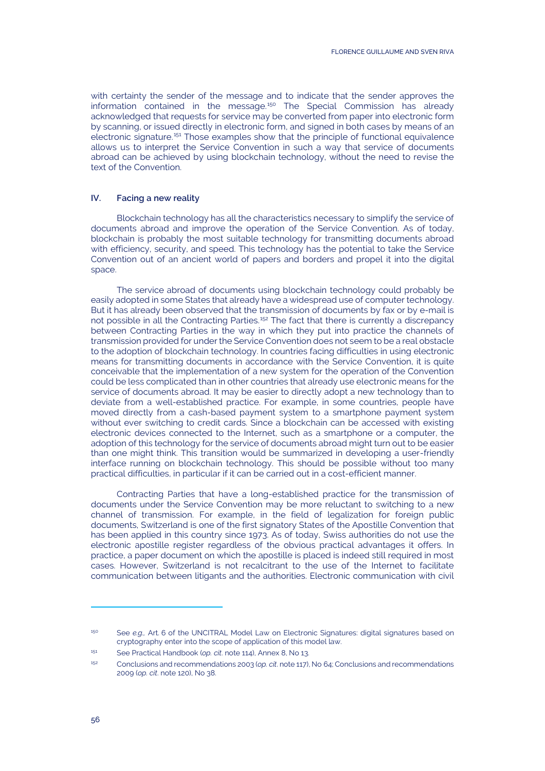with certainty the sender of the message and to indicate that the sender approves the information contained in the message.[150] The Special Commission has already acknowledged that requests for service may be converted from paper into electronic form by scanning, or issued directly in electronic form, and signed in both cases by means of an electronic signature.[151] Those examples show that the principle of functional equivalence allows us to interpret the Service Convention in such a way that service of documents abroad can be achieved by using blockchain technology, without the need to revise the text of the Convention.

## IV. Facing a new reality

Blockchain technology has all the characteristics necessary to simplify the service of documents abroad and improve the operation of the Service Convention. As of today, blockchain is probably the most suitable technology for transmitting documents abroad with efficiency, security, and speed. This technology has the potential to take the Service Convention out of an ancient world of papers and borders and propel it into the digital space.

The service abroad of documents using blockchain technology could probably be easily adopted in some States that already have a widespread use of computer technology. But it has already been observed that the transmission of documents by fax or by e-mail is not possible in all the Contracting Parties.[152] The fact that there is currently a discrepancy between Contracting Parties in the way in which they put into practice the channels of transmission provided for under the Service Convention does not seem to be a real obstacle to the adoption of blockchain technology. In countries facing difficulties in using electronic means for transmitting documents in accordance with the Service Convention, it is quite conceivable that the implementation of a new system for the operation of the Convention could be less complicated than in other countries that already use electronic means for the service of documents abroad. It may be easier to directly adopt a new technology than to deviate from a well-established practice. For example, in some countries, people have moved directly from a cash-based payment system to a smartphone payment system without ever switching to credit cards. Since a blockchain can be accessed with existing electronic devices connected to the Internet, such as a smartphone or a computer, the adoption of this technology for the service of documents abroad might turn out to be easier than one might think. This transition would be summarized in developing a user-friendly interface running on blockchain technology. This should be possible without too many practical difficulties, in particular if it can be carried out in a cost-efficient manner.

Contracting Parties that have a long-established practice for the transmission of documents under the Service Convention may be more reluctant to switching to a new channel of transmission. For example, in the field of legalization for foreign public documents, Switzerland is one of the first signatory States of the Apostille Convention that has been applied in this country since 1973. As of today, Swiss authorities do not use the electronic apostille register regardless of the obvious practical advantages it offers. In practice, a paper document on which the apostille is placed is indeed still required in most cases. However, Switzerland is not recalcitrant to the use of the Internet to facilitate communication between litigants and the authorities. Electronic communication with civil

---

[150] See *e.g.,* Art. 6 of the UNCITRAL Model Law on Electronic Signatures: digital signatures based on cryptography enter into the scope of application of this model law.

[151] See Practical Handbook (*op. cit*. note 114), Annex 8, No 13.

[152] Conclusions and recommendations 2003 (*op. cit*. note 117), No 64; Conclusions and recommendations 2009 (*op. cit*. note 120), No 38.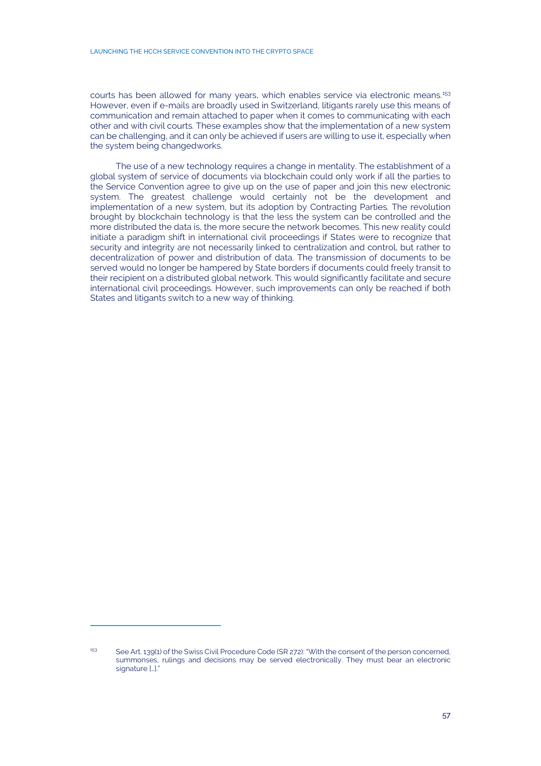courts has been allowed for many years, which enables service via electronic means.[153] However, even if e-mails are broadly used in Switzerland, litigants rarely use this means of communication and remain attached to paper when it comes to communicating with each other and with civil courts. These examples show that the implementation of a new system can be challenging, and it can only be achieved if users are willing to use it, especially when the system being changedworks.

The use of a new technology requires a change in mentality. The establishment of a global system of service of documents via blockchain could only work if all the parties to the Service Convention agree to give up on the use of paper and join this new electronic system. The greatest challenge would certainly not be the development and implementation of a new system, but its adoption by Contracting Parties. The revolution brought by blockchain technology is that the less the system can be controlled and the more distributed the data is, the more secure the network becomes. This new reality could initiate a paradigm shift in international civil proceedings if States were to recognize that security and integrity are not necessarily linked to centralization and control, but rather to decentralization of power and distribution of data. The transmission of documents to be served would no longer be hampered by State borders if documents could freely transit to their recipient on a distributed global network. This would significantly facilitate and secure international civil proceedings. However, such improvements can only be reached if both States and litigants switch to a new way of thinking.

---

[153] See Art. 139(1) of the Swiss Civil Procedure Code (SR 272): "With the consent of the person concerned, summonses, rulings and decisions may be served electronically. They must bear an electronic signature […]."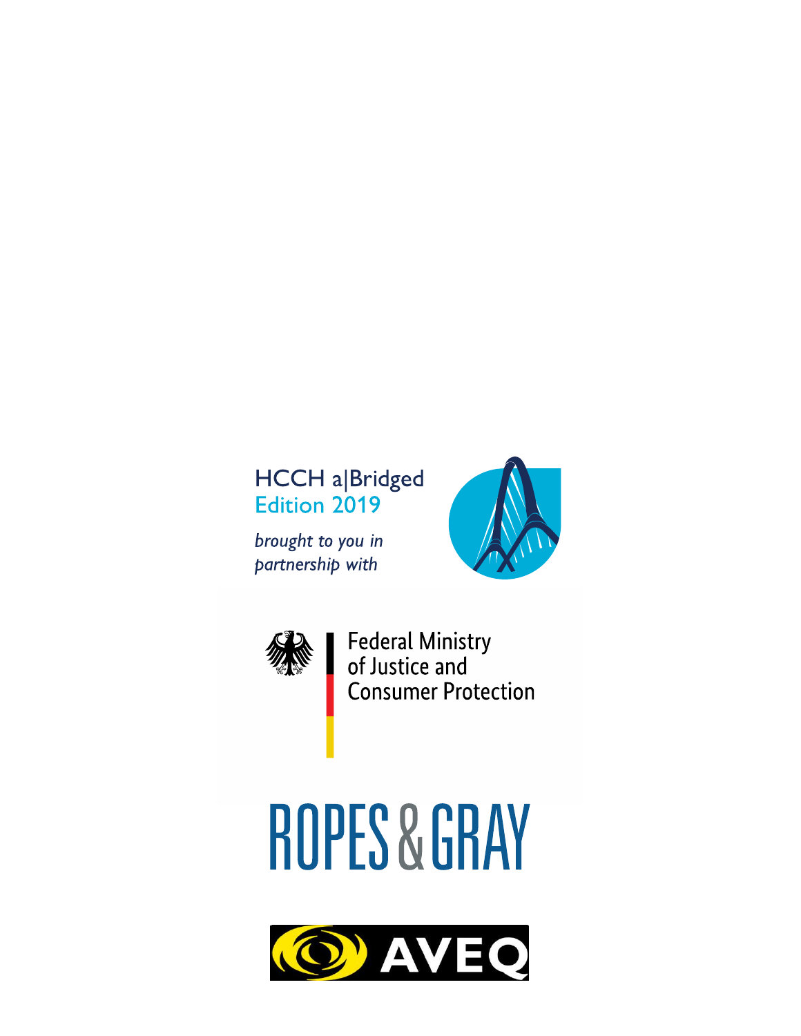HCCH a|Bridged
Edition 2019

*brought to you in partnership with*

Federal Ministry of Justice and Consumer Protection

ROPES & GRAY

AVEQ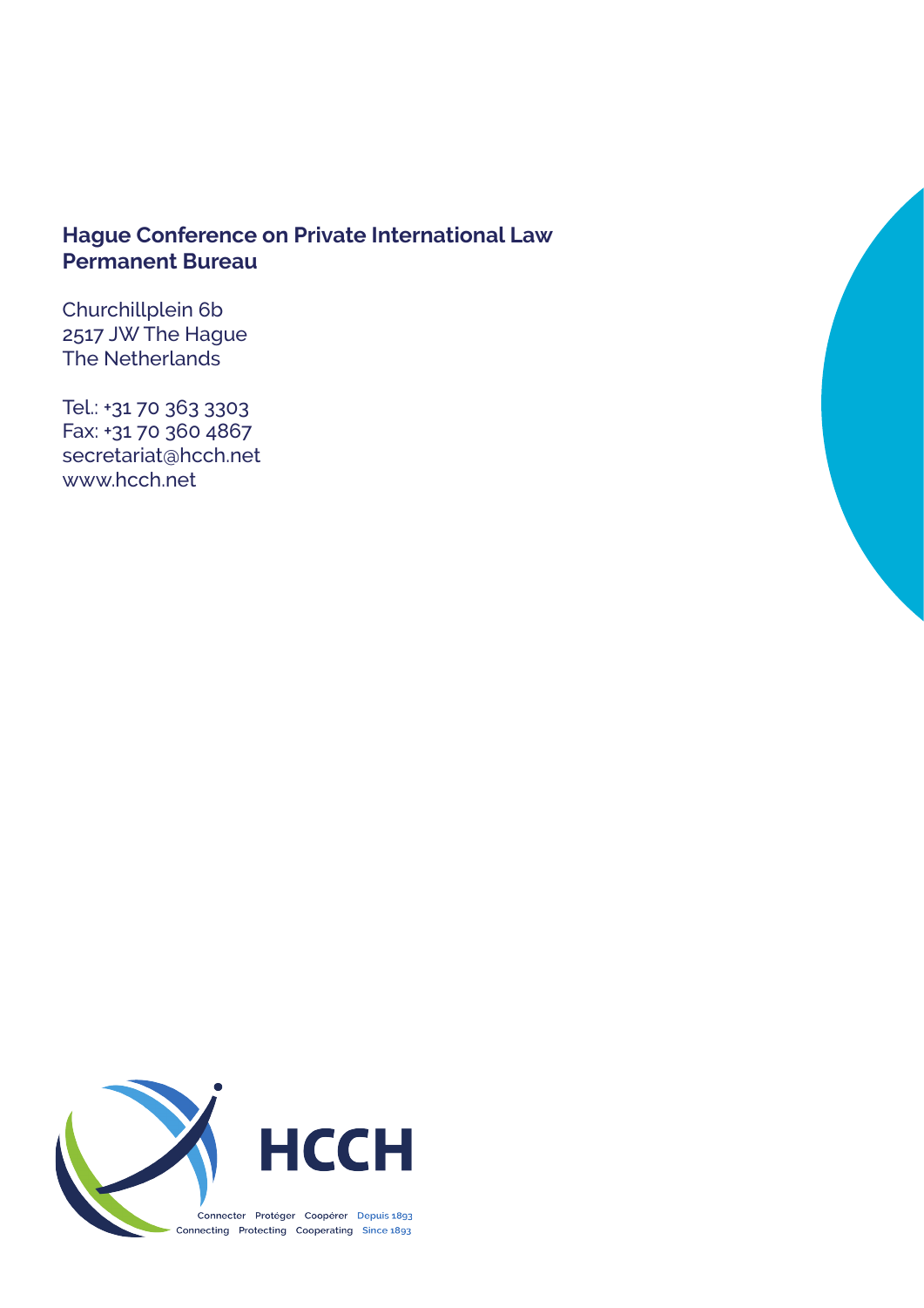**Hague Conference on Private International Law**
**Permanent Bureau**

Churchillplein 6b
2517 JW The Hague
The Netherlands

Tel.: +31 70 363 3303
Fax: +31 70 360 4867
secretariat@hcch.net
www.hcch.net

HCCH

Connecter Protéger Coopérer Depuis 1893
Connecting Protecting Cooperating Since 1893